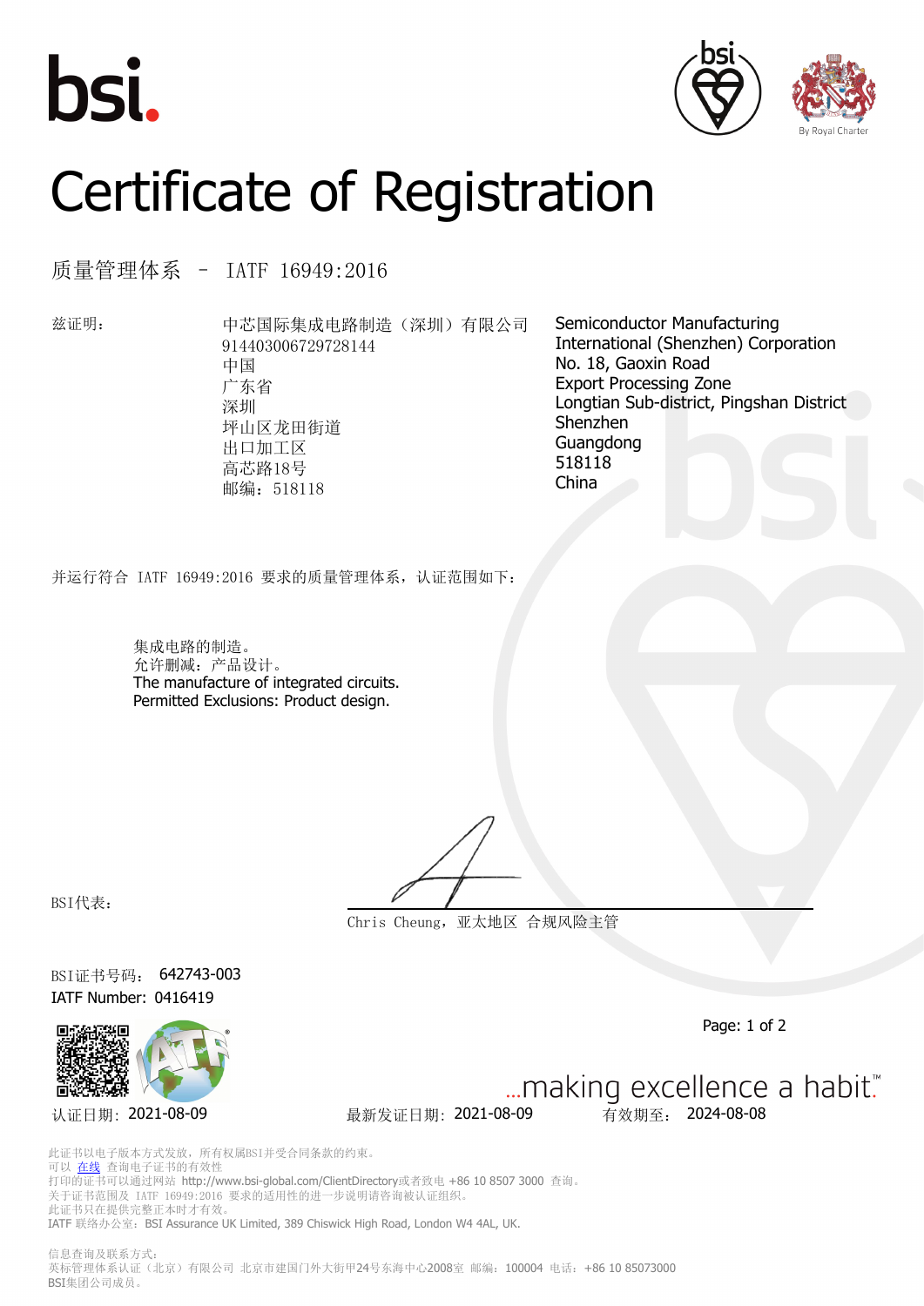bsi.

# Certificate of Registration

## 质量管理体系 – IATF 16949:2016

兹证明：

| 中芯国际集成电路制造（深圳）有限公司<br>914403006729728144<br>中国<br>广东省<br>深圳<br>坪山区龙田街道<br>出口加工区<br>高芯路18号<br>邮编：518118 | Semiconductor Manufacturing International (Shenzhen) Corporation<br>No. 18, Gaoxin Road<br>Export Processing Zone<br>Longtian Sub-district, Pingshan District<br>Shenzhen<br>Guangdong<br>518118<br>China |
|---|---|

并运行符合 IATF 16949:2016 要求的质量管理体系，认证范围如下：

集成电路的制造。
允许删减：产品设计。
The manufacture of integrated circuits.
Permitted Exclusions: Product design.

BSI代表：

Chris Cheung，亚太地区 合规风险主管

BSI证书号码： 642743-003
IATF Number: 0416419

认证日期: 2021-08-09　　最新发证日期: 2021-08-09　　有效期至： 2024-08-08

...making excellence a habit.™

此证书以电子版本方式发放，所有权属BSI并受合同条款的约束。
可以 在线 查询电子证书的有效性
打印的证书可以通过网站 http://www.bsi-global.com/ClientDirectory或者致电 +86 10 8507 3000 查询。
关于证书范围及 IATF 16949:2016 要求的适用性的进一步说明请咨询被认证组织。
此证书只在提供完整证本时才有效。
IATF 联络办公室：BSI Assurance UK Limited, 389 Chiswick High Road, London W4 4AL, UK.

信息查询及联系方式：
英标管理体系认证（北京）有限公司 北京市建国门外大街甲24号东海中心2008室 邮编：100004 电话：+86 10 85073000
BSI集团公司成员。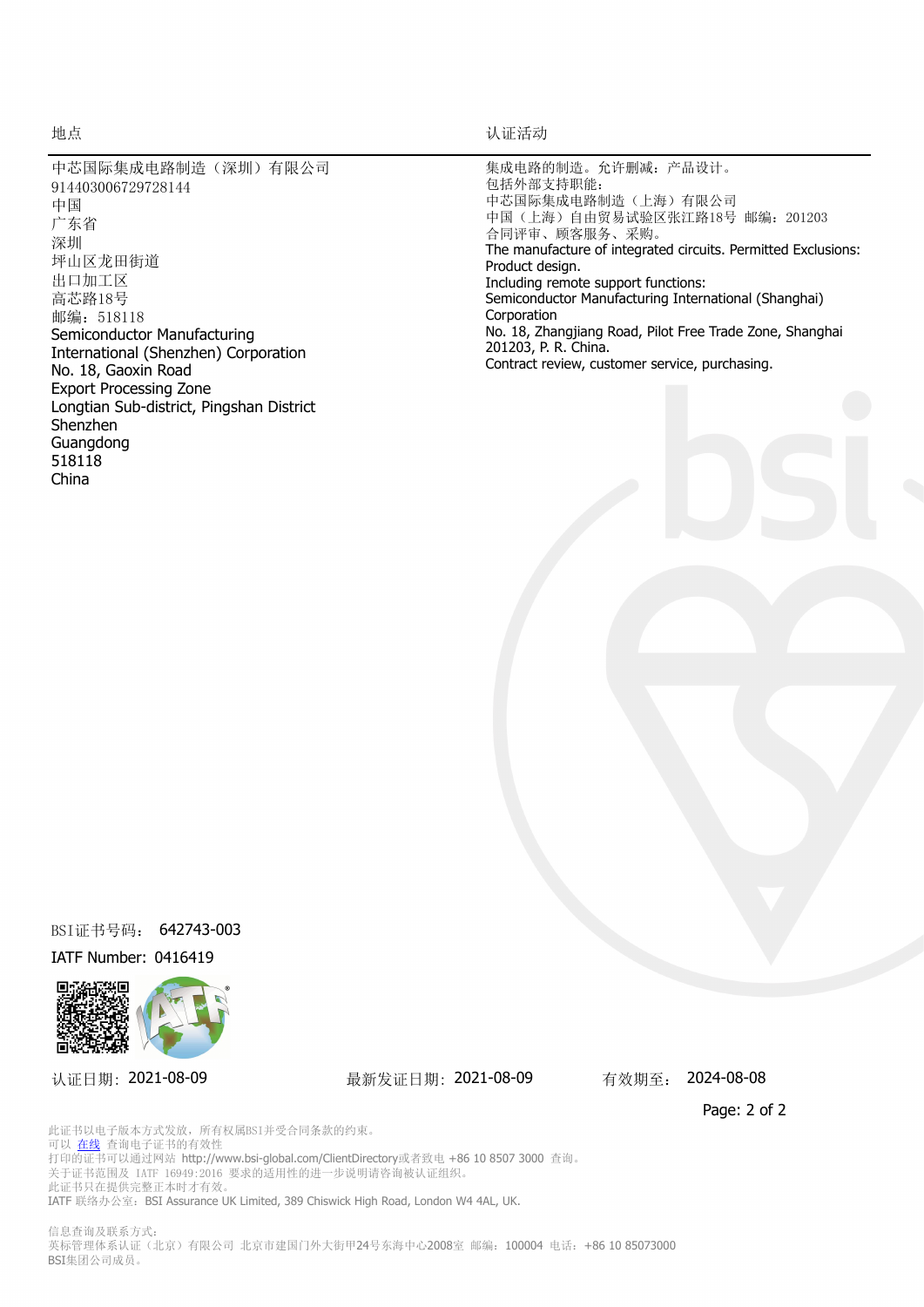| 地点 | 认证活动 |
| --- | --- |
| 中芯国际集成电路制造（深圳）有限公司<br>914403006729728144<br>中国<br>广东省<br>深圳<br>坪山区龙田街道<br>出口加工区<br>高芯路18号<br>邮编：518118<br>Semiconductor Manufacturing International (Shenzhen) Corporation<br>No. 18, Gaoxin Road<br>Export Processing Zone<br>Longtian Sub-district, Pingshan District<br>Shenzhen<br>Guangdong<br>518118<br>China | 集成电路的制造。允许删减：产品设计。<br>包括外部支持职能：<br>中芯国际集成电路制造（上海）有限公司<br>中国（上海）自由贸易试验区张江路18号 邮编：201203<br>合同评审、顾客服务、采购。<br>The manufacture of integrated circuits. Permitted Exclusions: Product design.<br>Including remote support functions:<br>Semiconductor Manufacturing International (Shanghai) Corporation<br>No. 18, Zhangjiang Road, Pilot Free Trade Zone, Shanghai 201203, P. R. China.<br>Contract review, customer service, purchasing. |

BSI证书号码： 642743-003

IATF Number: 0416419

认证日期：2021-08-09 最新发证日期：2021-08-09 有效期至： 2024-08-08

此证书以电子版本方式发放，所有权属BSI并受合同条款的约束。
可以 在线 查询电子证书的有效性
打印的证书可以通过网站 http://www.bsi-global.com/ClientDirectory或者致电 +86 10 8507 3000 查询。
关于证书范围及 IATF 16949:2016 要求的适用性的进一步说明请咨询被认证组织。
此证书只在提供完整正本时才有效。
IATF 联络办公室：BSI Assurance UK Limited, 389 Chiswick High Road, London W4 4AL, UK.

信息查询及联系方式：
英标管理体系认证（北京）有限公司 北京市建国门外大街甲24号东海中心2008室 邮编：100004 电话：+86 10 85073000
BSI集团公司成员。